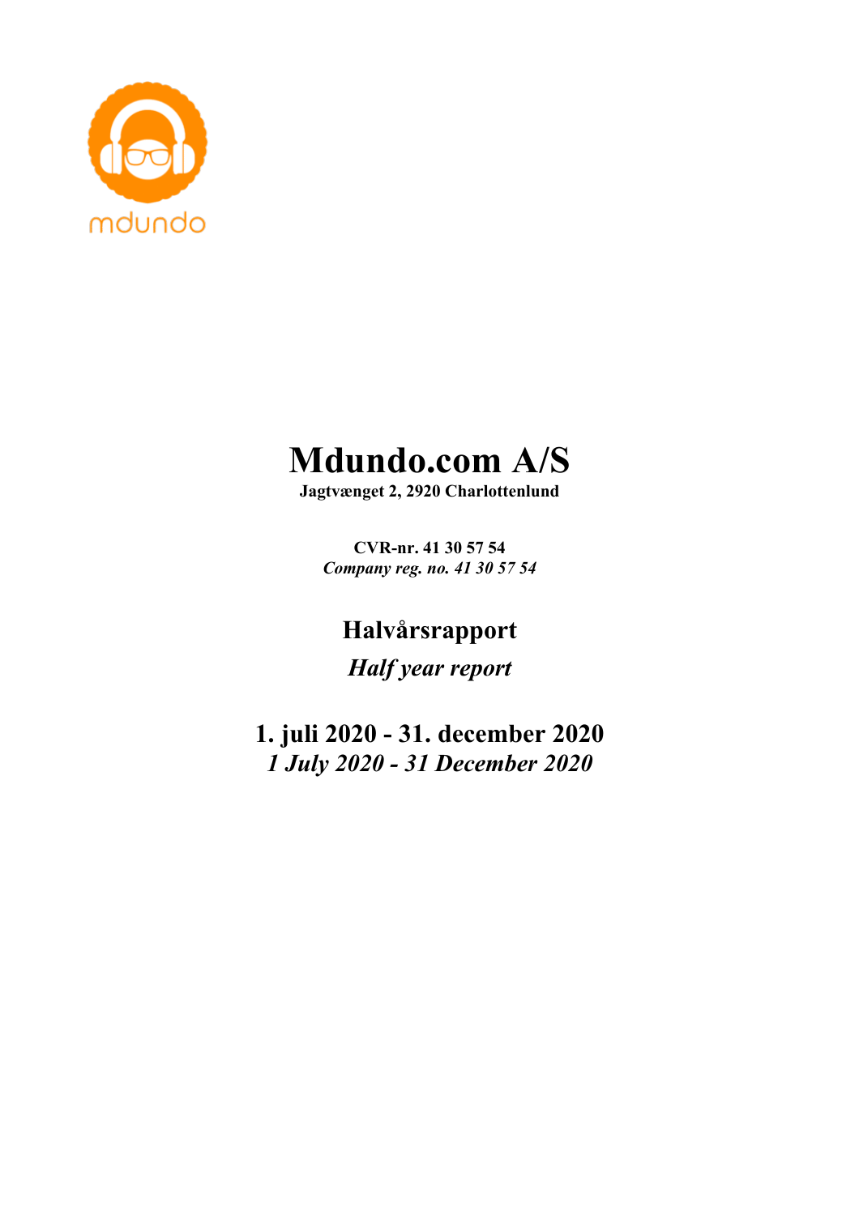mdundo

# Mdundo.com A/S

**Jagtvænget 2, 2920 Charlottenlund**

**CVR-nr. 41 30 57 54**
***Company reg. no. 41 30 57 54***

## Halvårsrapport

## *Half year report*

## 1. juli 2020 - 31. december 2020

## *1 July 2020 - 31 December 2020*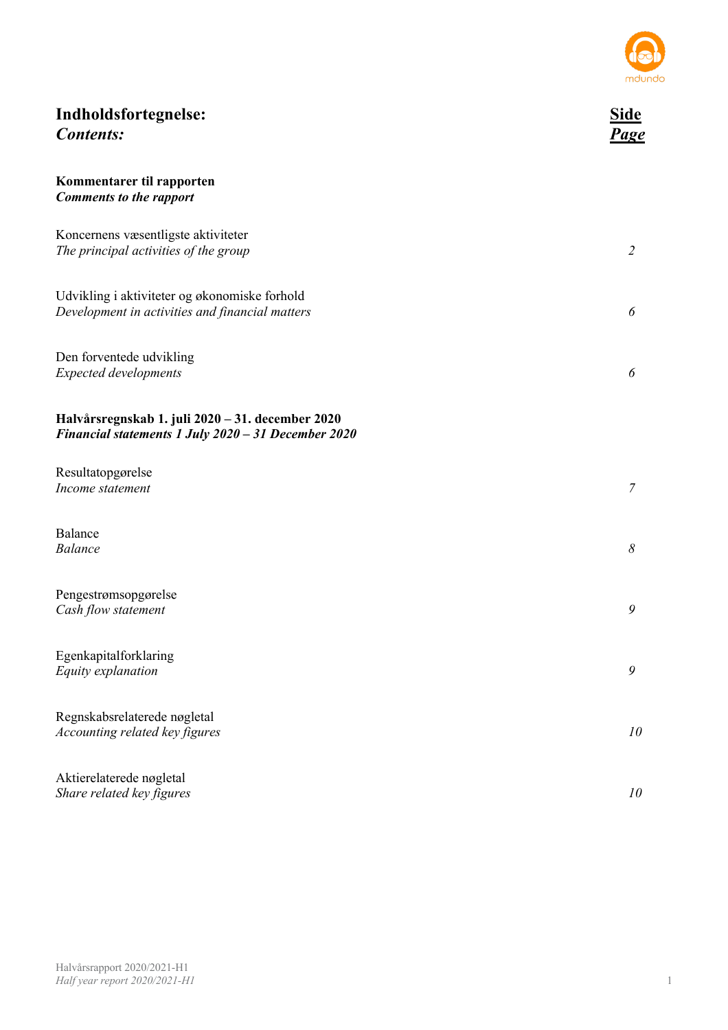# Indholdsfortegnelse:
# *Contents:*

| | **Side** *Page* |
|---|---|
| **Kommentarer til rapporten** *Comments to the rapport* | |
| Koncernens væsentligste aktiviteter *The principal activities of the group* | *2* |
| Udvikling i aktiviteter og økonomiske forhold *Development in activities and financial matters* | *6* |
| Den forventede udvikling *Expected developments* | *6* |
| **Halvårsregnskab 1. juli 2020 – 31. december 2020** ***Financial statements 1 July 2020 – 31 December 2020*** | |
| Resultatopgørelse *Income statement* | *7* |
| Balance *Balance* | *8* |
| Pengestrømsopgørelse *Cash flow statement* | *9* |
| Egenkapitalforklaring *Equity explanation* | *9* |
| Regnskabsrelaterede nøgletal *Accounting related key figures* | *10* |
| Aktierelaterede nøgletal *Share related key figures* | *10* |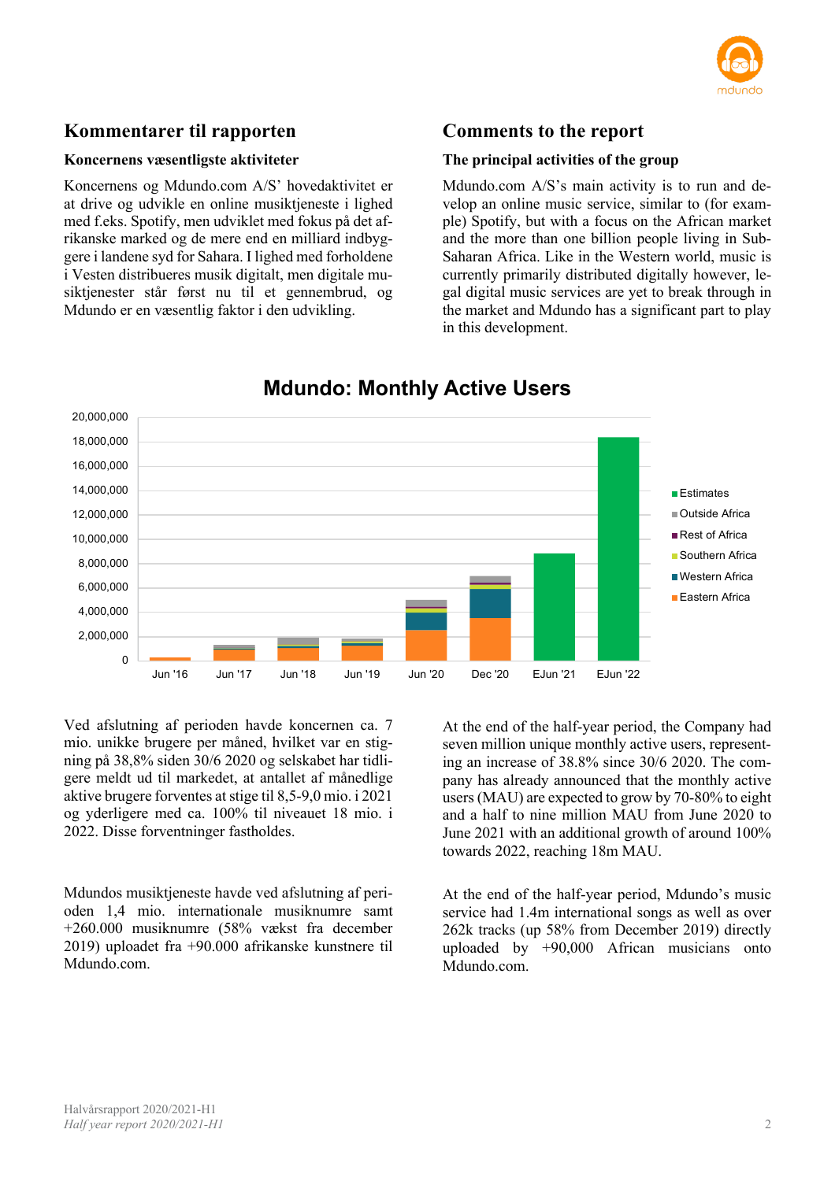## Kommentarer til rapporten

### Koncernens væsentligste aktiviteter

Koncernens og Mdundo.com A/S' hovedaktivitet er at drive og udvikle en online musiktjeneste i lighed med f.eks. Spotify, men udviklet med fokus på det afrikanske marked og de mere end en milliard indbyggere i landene syd for Sahara. I lighed med forholdene i Vesten distribueres musik digitalt, men digitale musiktjenester står først nu til et gennembrud, og Mdundo er en væsentlig faktor i den udvikling.

## Comments to the report

### The principal activities of the group

Mdundo.com A/S's main activity is to run and develop an online music service, similar to (for example) Spotify, but with a focus on the African market and the more than one billion people living in Sub-Saharan Africa. Like in the Western world, music is currently primarily distributed digitally however, legal digital music services are yet to break through in the market and Mdundo has a significant part to play in this development.

**Mdundo: Monthly Active Users**

Ved afslutning af perioden havde koncernen ca. 7 mio. unikke brugere per måned, hvilket var en stigning på 38,8% siden 30/6 2020 og selskabet har tidligere meldt ud til markedet, at antallet af månedlige aktive brugere forventes at stige til 8,5-9,0 mio. i 2021 og yderligere med ca. 100% til niveauet 18 mio. i 2022. Disse forventninger fastholdes.

Mdundos musiktjeneste havde ved afslutning af perioden 1,4 mio. internationale musiknumre samt +260.000 musiknumre (58% vækst fra december 2019) uploadet fra +90.000 afrikanske kunstnere til Mdundo.com.

At the end of the half-year period, the Company had seven million unique monthly active users, representing an increase of 38.8% since 30/6 2020. The company has already announced that the monthly active users (MAU) are expected to grow by 70-80% to eight and a half to nine million MAU from June 2020 to June 2021 with an additional growth of around 100% towards 2022, reaching 18m MAU.

At the end of the half-year period, Mdundo's music service had 1.4m international songs as well as over 262k tracks (up 58% from December 2019) directly uploaded by +90,000 African musicians onto Mdundo.com.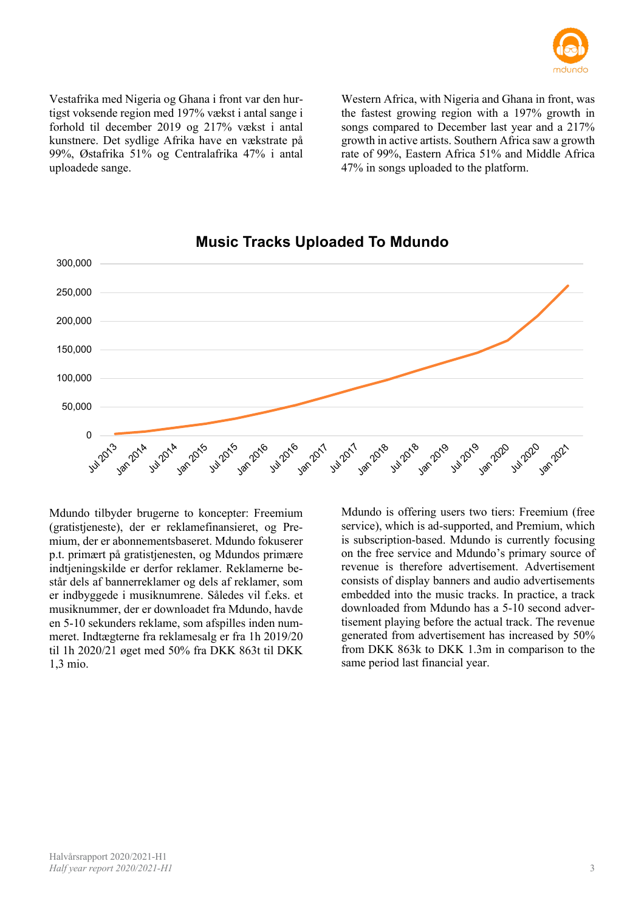Vestafrika med Nigeria og Ghana i front var den hurtigst voksende region med 197% vækst i antal sange i forhold til december 2019 og 217% vækst i antal kunstnere. Det sydlige Afrika have en vækstrate på 99%, Østafrika 51% og Centralafrika 47% i antal uploadede sange.

Western Africa, with Nigeria and Ghana in front, was the fastest growing region with a 197% growth in songs compared to December last year and a 217% growth in active artists. Southern Africa saw a growth rate of 99%, Eastern Africa 51% and Middle Africa 47% in songs uploaded to the platform.

**Music Tracks Uploaded To Mdundo**

Mdundo tilbyder brugerne to koncepter: Freemium (gratistjeneste), der er reklamefinansieret, og Premium, der er abonnementsbaseret. Mdundo fokuserer p.t. primært på gratistjenesten, og Mdundos primære indtjeningskilde er derfor reklamer. Reklamerne består dels af bannerreklamer og dels af reklamer, som er indbyggede i musiknumrene. Således vil f.eks. et musiknummer, der er downloadet fra Mdundo, havde en 5-10 sekunders reklame, som afspilles inden nummeret. Indtægterne fra reklamesalg er fra 1h 2019/20 til 1h 2020/21 øget med 50% fra DKK 863t til DKK 1,3 mio.

Mdundo is offering users two tiers: Freemium (free service), which is ad-supported, and Premium, which is subscription-based. Mdundo is currently focusing on the free service and Mdundo's primary source of revenue is therefore advertisement. Advertisement consists of display banners and audio advertisements embedded into the music tracks. In practice, a track downloaded from Mdundo has a 5-10 second advertisement playing before the actual track. The revenue generated from advertisement has increased by 50% from DKK 863k to DKK 1.3m in comparison to the same period last financial year.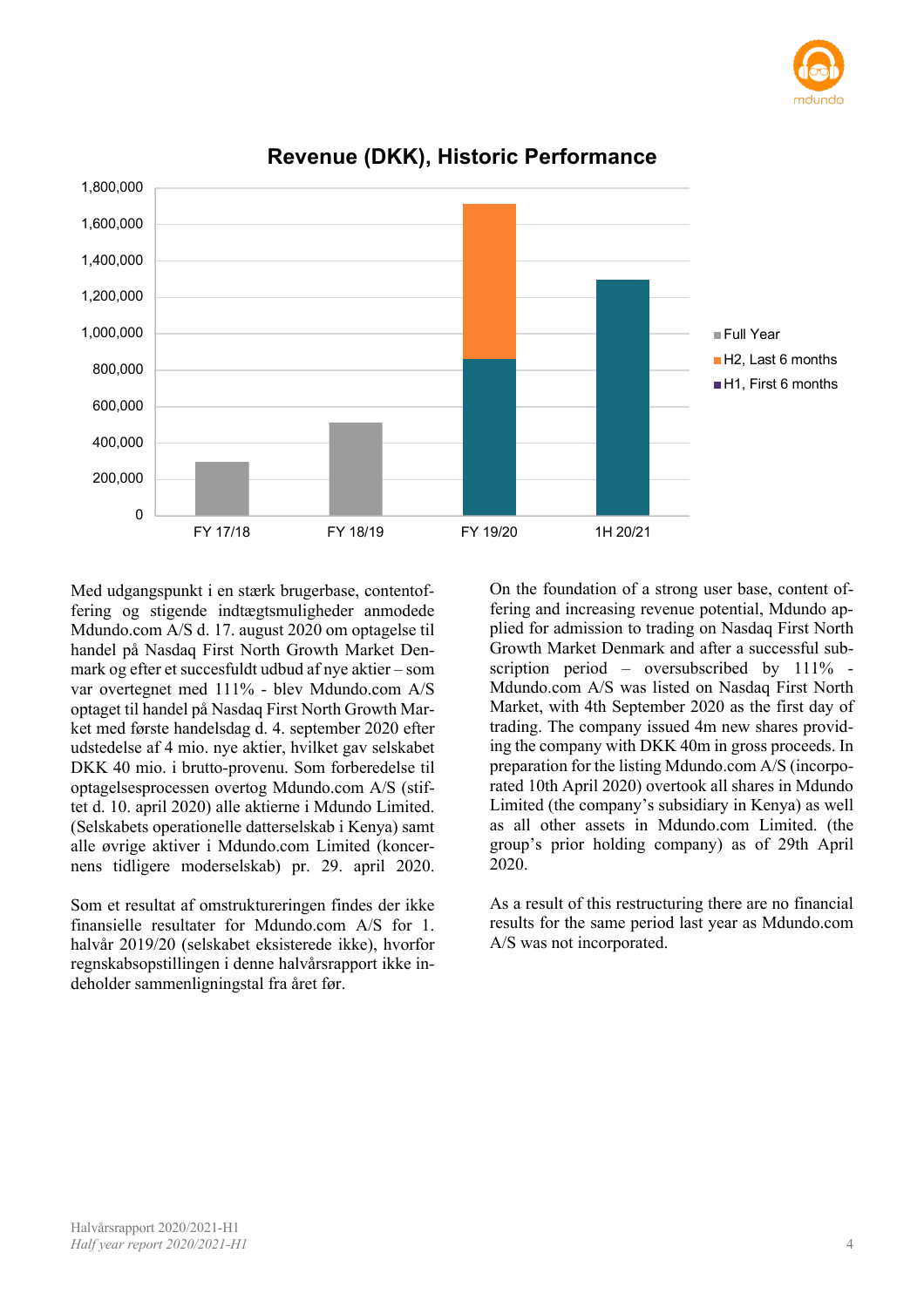**Revenue (DKK), Historic Performance**

Med udgangspunkt i en stærk brugerbase, contentoffering og stigende indtægtsmuligheder anmodede Mdundo.com A/S d. 17. august 2020 om optagelse til handel på Nasdaq First North Growth Market Denmark og efter et succesfuldt udbud af nye aktier – som var overtegnet med 111% - blev Mdundo.com A/S optaget til handel på Nasdaq First North Growth Market med første handelsdag d. 4. september 2020 efter udstedelse af 4 mio. nye aktier, hvilket gav selskabet DKK 40 mio. i brutto-provenu. Som forberedelse til optagelsesprocessen overtog Mdundo.com A/S (stiftet d. 10. april 2020) alle aktierne i Mdundo Limited. (Selskabets operationelle datterselskab i Kenya) samt alle øvrige aktiver i Mdundo.com Limited (koncernens tidligere moderselskab) pr. 29. april 2020.

Som et resultat af omstruktureringen findes der ikke finansielle resultater for Mdundo.com A/S for 1. halvår 2019/20 (selskabet eksisterede ikke), hvorfor regnskabsopstillingen i denne halvårsrapport ikke indeholder sammenligningstal fra året før.

On the foundation of a strong user base, content offering and increasing revenue potential, Mdundo applied for admission to trading on Nasdaq First North Growth Market Denmark and after a successful subscription period – oversubscribed by 111% - Mdundo.com A/S was listed on Nasdaq First North Market, with 4th September 2020 as the first day of trading. The company issued 4m new shares providing the company with DKK 40m in gross proceeds. In preparation for the listing Mdundo.com A/S (incorporated 10th April 2020) overtook all shares in Mdundo Limited (the company's subsidiary in Kenya) as well as all other assets in Mdundo.com Limited. (the group's prior holding company) as of 29th April 2020.

As a result of this restructuring there are no financial results for the same period last year as Mdundo.com A/S was not incorporated.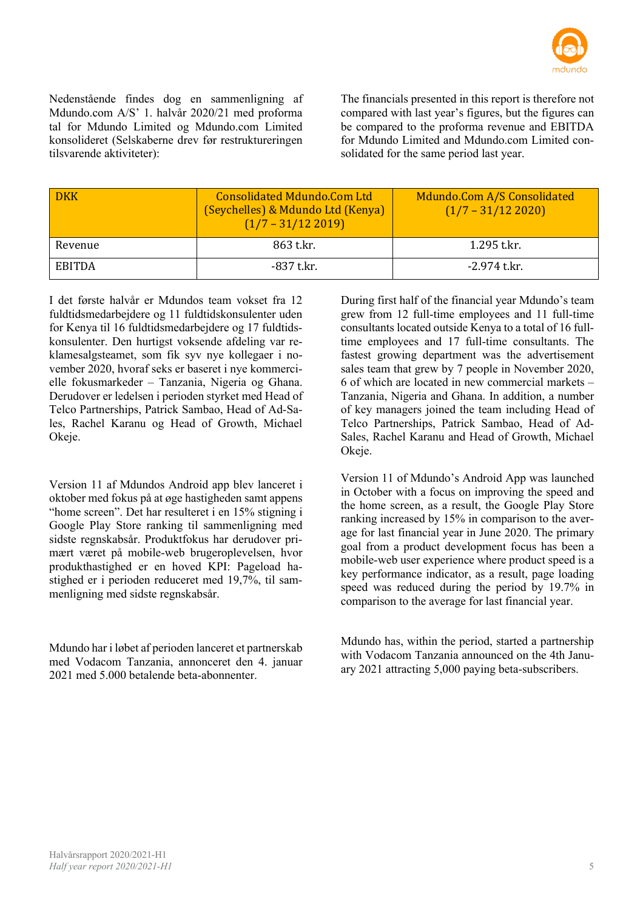Nedenstående findes dog en sammenligning af Mdundo.com A/S' 1. halvår 2020/21 med proforma tal for Mdundo Limited og Mdundo.com Limited konsolideret (Selskaberne drev før restruktureringen tilsvarende aktiviteter):

The financials presented in this report is therefore not compared with last year's figures, but the figures can be compared to the proforma revenue and EBITDA for Mdundo Limited and Mdundo.com Limited consolidated for the same period last year.

| DKK | Consolidated Mdundo.Com Ltd (Seychelles) & Mdundo Ltd (Kenya) (1/7 – 31/12 2019) | Mdundo.Com A/S Consolidated (1/7 – 31/12 2020) |
|---|---|---|
| Revenue | 863 t.kr. | 1.295 t.kr. |
| EBITDA | -837 t.kr. | -2.974 t.kr. |

I det første halvår er Mdundos team vokset fra 12 fuldtidsmedarbejdere og 11 fuldtidskonsulenter uden for Kenya til 16 fuldtidsmedarbejdere og 17 fuldtidskonsulenter. Den hurtigst voksende afdeling var reklamesalgsteamet, som fik syv nye kollegaer i november 2020, hvoraf seks er baseret i nye kommercielle fokusmarkeder – Tanzania, Nigeria og Ghana. Derudover er ledelsen i perioden styrket med Head of Telco Partnerships, Patrick Sambao, Head of Ad-Sales, Rachel Karanu og Head of Growth, Michael Okeje.

During first half of the financial year Mdundo's team grew from 12 full-time employees and 11 full-time consultants located outside Kenya to a total of 16 full-time employees and 17 full-time consultants. The fastest growing department was the advertisement sales team that grew by 7 people in November 2020, 6 of which are located in new commercial markets – Tanzania, Nigeria and Ghana. In addition, a number of key managers joined the team including Head of Telco Partnerships, Patrick Sambao, Head of Ad-Sales, Rachel Karanu and Head of Growth, Michael Okeje.

Version 11 af Mdundos Android app blev lanceret i oktober med fokus på at øge hastigheden samt appens "home screen". Det har resulteret i en 15% stigning i Google Play Store ranking til sammenligning med sidste regnskabsår. Produktfokus har derudover primært været på mobile-web brugeroplevelsen, hvor produkthastighed er en hoved KPI: Pageload hastighed er i perioden reduceret med 19,7%, til sammenligning med sidste regnskabsår.

Version 11 of Mdundo's Android App was launched in October with a focus on improving the speed and the home screen, as a result, the Google Play Store ranking increased by 15% in comparison to the average for last financial year in June 2020. The primary goal from a product development focus has been a mobile-web user experience where product speed is a key performance indicator, as a result, page loading speed was reduced during the period by 19.7% in comparison to the average for last financial year.

Mdundo har i løbet af perioden lanceret et partnerskab med Vodacom Tanzania, annonceret den 4. januar 2021 med 5.000 betalende beta-abonnenter.

Mdundo has, within the period, started a partnership with Vodacom Tanzania announced on the 4th January 2021 attracting 5,000 paying beta-subscribers.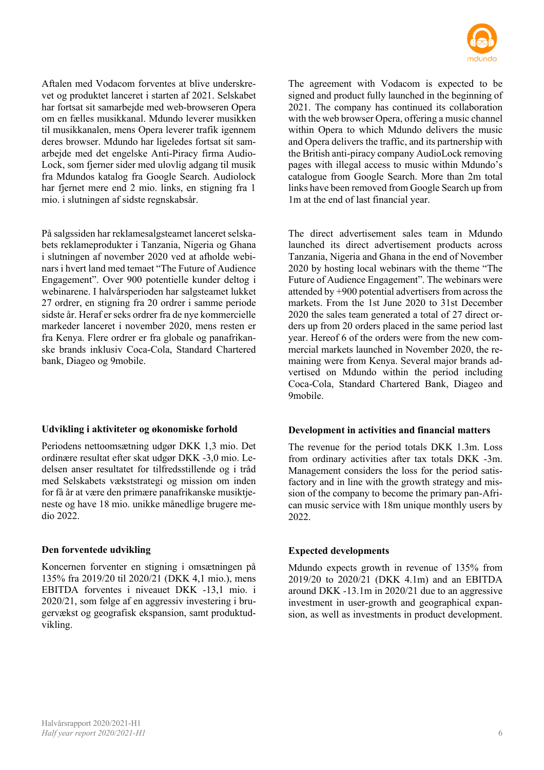Aftalen med Vodacom forventes at blive underskrevet og produktet lanceret i starten af 2021. Selskabet har fortsat sit samarbejde med web-browseren Opera om en fælles musikkanal. Mdundo leverer musikken til musikkanalen, mens Opera leverer trafik igennem deres browser. Mdundo har ligeledes fortsat sit samarbejde med det engelske Anti-Piracy firma AudioLock, som fjerner sider med ulovlig adgang til musik fra Mdundos katalog fra Google Search. Audiolock har fjernet mere end 2 mio. links, en stigning fra 1 mio. i slutningen af sidste regnskabsår.

På salgssiden har reklamesalgsteamet lanceret selskabets reklameprodukter i Tanzania, Nigeria og Ghana i slutningen af november 2020 ved at afholde webinars i hvert land med temaet "The Future of Audience Engagement". Over 900 potentielle kunder deltog i webinarene. I halvårsperioden har salgsteamet lukket 27 ordrer, en stigning fra 20 ordrer i samme periode sidste år. Heraf er seks ordrer fra de nye kommercielle markeder lanceret i november 2020, mens resten er fra Kenya. Flere ordrer er fra globale og panafrikanske brands inklusiv Coca-Cola, Standard Chartered bank, Diageo og 9mobile.

### Udvikling i aktiviteter og økonomiske forhold

Periodens nettoomsætning udgør DKK 1,3 mio. Det ordinære resultat efter skat udgør DKK -3,0 mio. Ledelsen anser resultatet for tilfredsstillende og i tråd med Selskabets vækststrategi og mission om inden for få år at være den primære panafrikanske musiktjeneste og have 18 mio. unikke månedlige brugere medio 2022.

### Den forventede udvikling

Koncernen forventer en stigning i omsætningen på 135% fra 2019/20 til 2020/21 (DKK 4,1 mio.), mens EBITDA forventes i niveauet DKK -13,1 mio. i 2020/21, som følge af en aggressiv investering i brugervækst og geografisk ekspansion, samt produktudvikling.

---

The agreement with Vodacom is expected to be signed and product fully launched in the beginning of 2021. The company has continued its collaboration with the web browser Opera, offering a music channel within Opera to which Mdundo delivers the music and Opera delivers the traffic, and its partnership with the British anti-piracy company AudioLock removing pages with illegal access to music within Mdundo's catalogue from Google Search. More than 2m total links have been removed from Google Search up from 1m at the end of last financial year.

The direct advertisement sales team in Mdundo launched its direct advertisement products across Tanzania, Nigeria and Ghana in the end of November 2020 by hosting local webinars with the theme "The Future of Audience Engagement". The webinars were attended by +900 potential advertisers from across the markets. From the 1st June 2020 to 31st December 2020 the sales team generated a total of 27 direct orders up from 20 orders placed in the same period last year. Hereof 6 of the orders were from the new commercial markets launched in November 2020, the remaining were from Kenya. Several major brands advertised on Mdundo within the period including Coca-Cola, Standard Chartered Bank, Diageo and 9mobile.

### Development in activities and financial matters

The revenue for the period totals DKK 1.3m. Loss from ordinary activities after tax totals DKK -3m. Management considers the loss for the period satisfactory and in line with the growth strategy and mission of the company to become the primary pan-African music service with 18m unique monthly users by 2022.

### Expected developments

Mdundo expects growth in revenue of 135% from 2019/20 to 2020/21 (DKK 4.1m) and an EBITDA around DKK -13.1m in 2020/21 due to an aggressive investment in user-growth and geographical expansion, as well as investments in product development.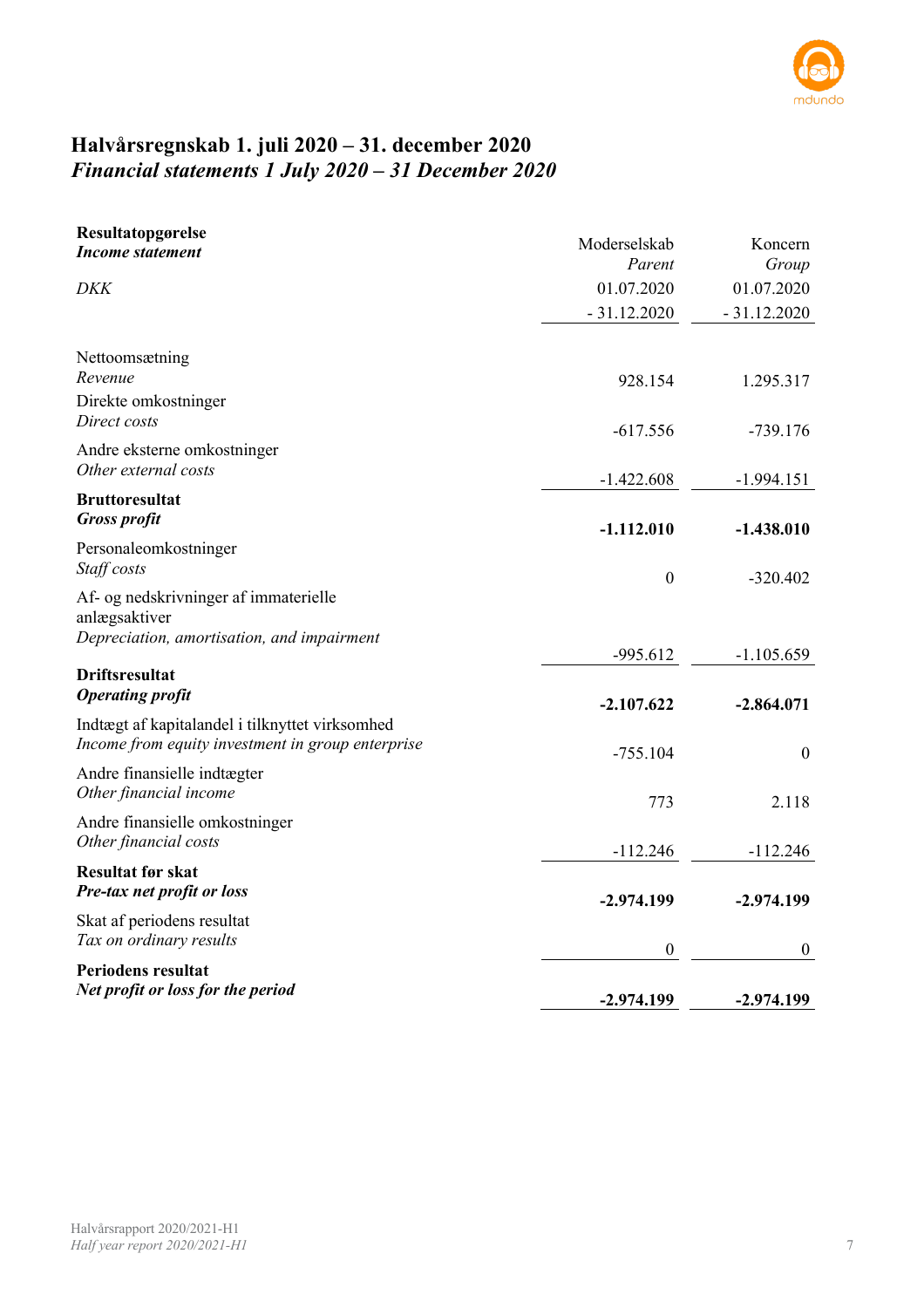# Halvårsregnskab 1. juli 2020 – 31. december 2020
# *Financial statements 1 July 2020 – 31 December 2020*

| **Resultatopgørelse**<br>***Income statement*** | Moderselskab<br>*Parent* | Koncern<br>*Group* |
|---|---|---|
| *DKK* | 01.07.2020<br>- 31.12.2020 | 01.07.2020<br>- 31.12.2020 |
| Nettoomsætning<br>*Revenue* | 928.154 | 1.295.317 |
| Direkte omkostninger<br>*Direct costs* | -617.556 | -739.176 |
| Andre eksterne omkostninger<br>*Other external costs* | -1.422.608 | -1.994.151 |
| **Bruttoresultat**<br>***Gross profit*** | **-1.112.010** | **-1.438.010** |
| Personaleomkostninger<br>*Staff costs* | 0 | -320.402 |
| Af- og nedskrivninger af immaterielle anlægsaktiver<br>*Depreciation, amortisation, and impairment* | -995.612 | -1.105.659 |
| **Driftsresultat**<br>***Operating profit*** | **-2.107.622** | **-2.864.071** |
| Indtægt af kapitalandel i tilknyttet virksomhed<br>*Income from equity investment in group enterprise* | -755.104 | 0 |
| Andre finansielle indtægter<br>*Other financial income* | 773 | 2.118 |
| Andre finansielle omkostninger<br>*Other financial costs* | -112.246 | -112.246 |
| **Resultat før skat**<br>***Pre-tax net profit or loss*** | **-2.974.199** | **-2.974.199** |
| Skat af periodens resultat<br>*Tax on ordinary results* | 0 | 0 |
| **Periodens resultat**<br>***Net profit or loss for the period*** | **-2.974.199** | **-2.974.199** |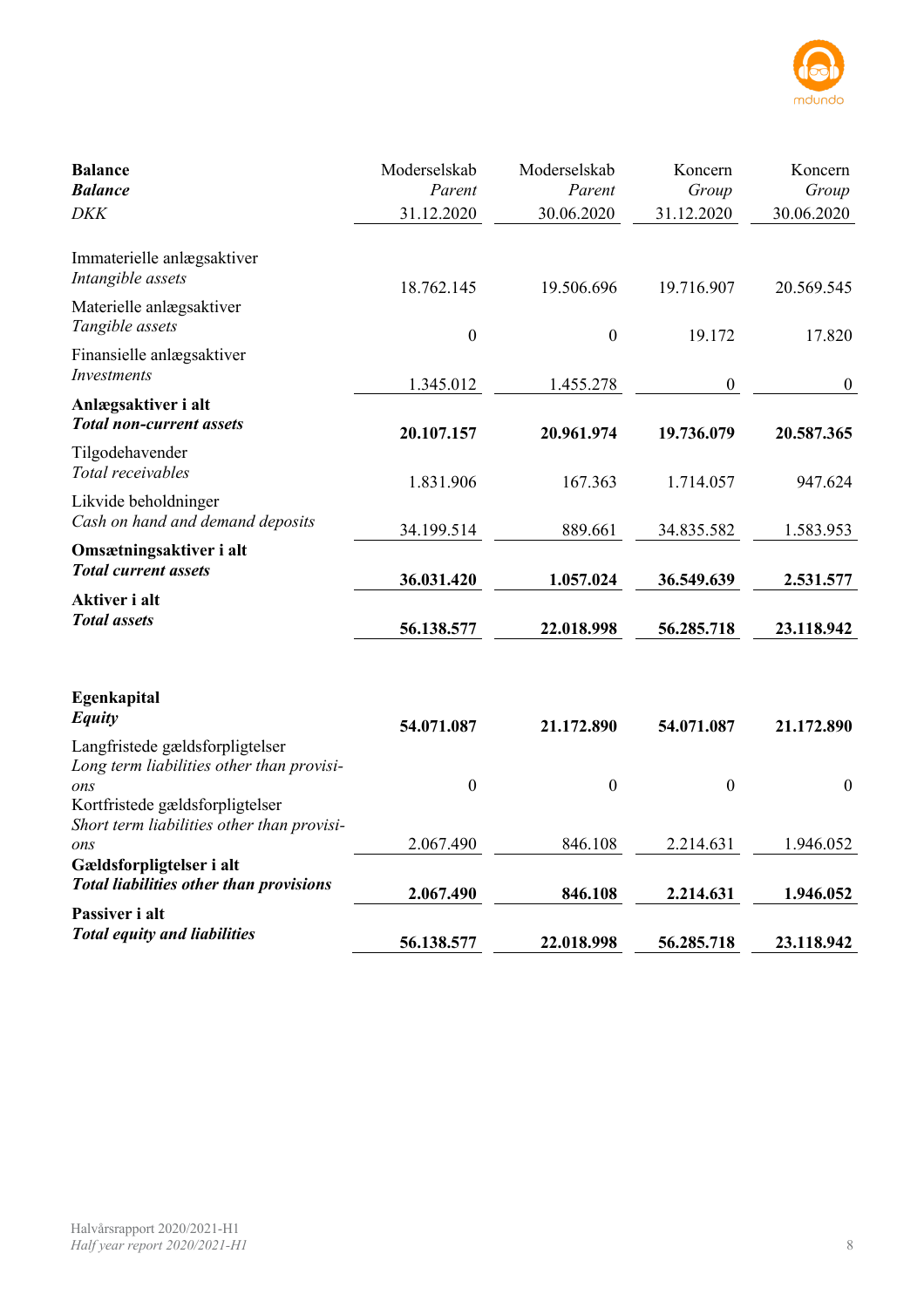| **Balance**<br>***Balance***<br>*DKK* | Moderselskab<br>*Parent*<br>31.12.2020 | Moderselskab<br>*Parent*<br>30.06.2020 | Koncern<br>*Group*<br>31.12.2020 | Koncern<br>*Group*<br>30.06.2020 |
|---|---|---|---|---|
| Immaterielle anlægsaktiver<br>*Intangible assets* | 18.762.145 | 19.506.696 | 19.716.907 | 20.569.545 |
| Materielle anlægsaktiver<br>*Tangible assets* | 0 | 0 | 19.172 | 17.820 |
| Finansielle anlægsaktiver<br>*Investments* | 1.345.012 | 1.455.278 | 0 | 0 |
| **Anlægsaktiver i alt**<br>***Total non-current assets*** | **20.107.157** | **20.961.974** | **19.736.079** | **20.587.365** |
| Tilgodehavender<br>*Total receivables* | 1.831.906 | 167.363 | 1.714.057 | 947.624 |
| Likvide beholdninger<br>*Cash on hand and demand deposits* | 34.199.514 | 889.661 | 34.835.582 | 1.583.953 |
| **Omsætningsaktiver i alt**<br>***Total current assets*** | **36.031.420** | **1.057.024** | **36.549.639** | **2.531.577** |
| **Aktiver i alt**<br>***Total assets*** | **56.138.577** | **22.018.998** | **56.285.718** | **23.118.942** |
| | | | | |
| **Egenkapital**<br>***Equity*** | **54.071.087** | **21.172.890** | **54.071.087** | **21.172.890** |
| Langfristede gældsforpligtelser<br>*Long term liabilities other than provisions* | 0 | 0 | 0 | 0 |
| Kortfristede gældsforpligtelser<br>*Short term liabilities other than provisions* | 2.067.490 | 846.108 | 2.214.631 | 1.946.052 |
| **Gældsforpligtelser i alt**<br>***Total liabilities other than provisions*** | **2.067.490** | **846.108** | **2.214.631** | **1.946.052** |
| **Passiver i alt**<br>***Total equity and liabilities*** | **56.138.577** | **22.018.998** | **56.285.718** | **23.118.942** |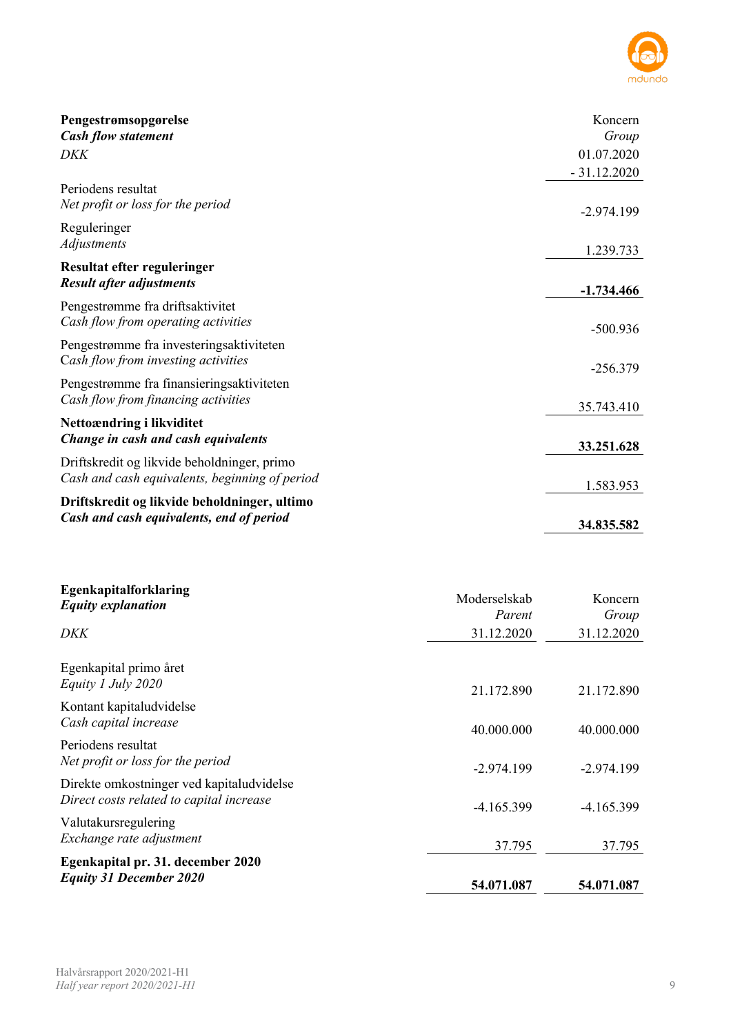| **Pengestrømsopgørelse**<br>***Cash flow statement***<br>*DKK* | Koncern<br>*Group*<br>01.07.2020<br>- 31.12.2020 |
|---|---:|
| Periodens resultat<br>*Net profit or loss for the period* | -2.974.199 |
| Reguleringer<br>*Adjustments* | 1.239.733 |
| **Resultat efter reguleringer**<br>***Result after adjustments*** | **-1.734.466** |
| Pengestrømme fra driftsaktivitet<br>*Cash flow from operating activities* | -500.936 |
| Pengestrømme fra investeringsaktiviteten<br>*Cash flow from investing activities* | -256.379 |
| Pengestrømme fra finansieringsaktiviteten<br>*Cash flow from financing activities* | 35.743.410 |
| **Nettoændring i likviditet**<br>***Change in cash and cash equivalents*** | **33.251.628** |
| Driftskredit og likvide beholdninger, primo<br>*Cash and cash equivalents, beginning of period* | 1.583.953 |
| **Driftskredit og likvide beholdninger, ultimo**<br>***Cash and cash equivalents, end of period*** | **34.835.582** |

| **Egenkapitalforklaring**<br>***Equity explanation***<br>*DKK* | Moderselskab<br>*Parent*<br>31.12.2020 | Koncern<br>*Group*<br>31.12.2020 |
|---|---:|---:|
| Egenkapital primo året<br>*Equity 1 July 2020* | 21.172.890 | 21.172.890 |
| Kontant kapitaludvidelse<br>*Cash capital increase* | 40.000.000 | 40.000.000 |
| Periodens resultat<br>*Net profit or loss for the period* | -2.974.199 | -2.974.199 |
| Direkte omkostninger ved kapitaludvidelse<br>*Direct costs related to capital increase* | -4.165.399 | -4.165.399 |
| Valutakursregulering<br>*Exchange rate adjustment* | 37.795 | 37.795 |
| **Egenkapital pr. 31. december 2020**<br>***Equity 31 December 2020*** | **54.071.087** | **54.071.087** |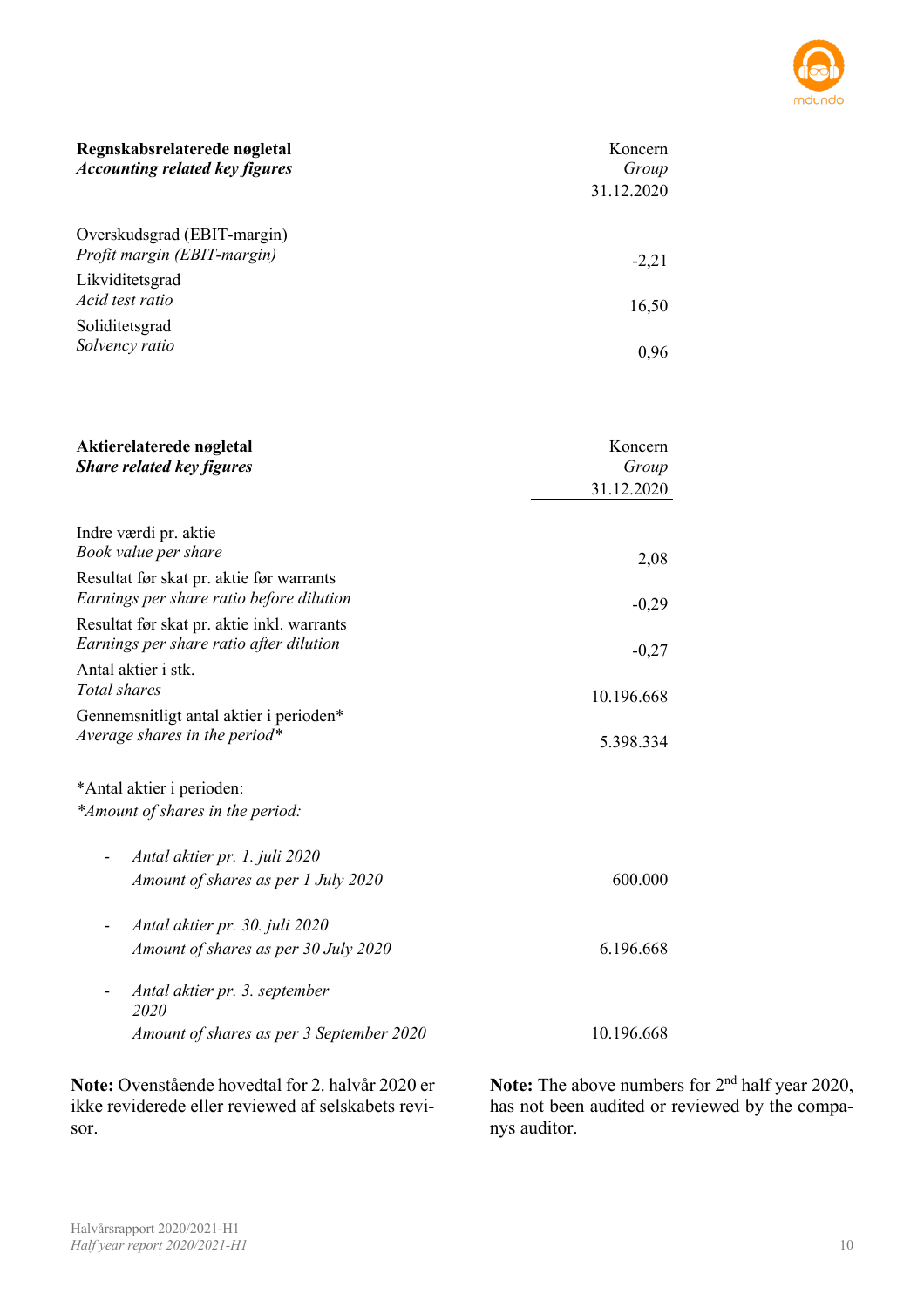| **Regnskabsrelaterede nøgletal** *Accounting related key figures* | Koncern *Group* 31.12.2020 |
|---|---|
| Overskudsgrad (EBIT-margin) *Profit margin (EBIT-margin)* | -2,21 |
| Likviditetsgrad *Acid test ratio* | 16,50 |
| Soliditetsgrad *Solvency ratio* | 0,96 |

| **Aktierelaterede nøgletal** *Share related key figures* | Koncern *Group* 31.12.2020 |
|---|---|
| Indre værdi pr. aktie *Book value per share* | 2,08 |
| Resultat før skat pr. aktie før warrants *Earnings per share ratio before dilution* | -0,29 |
| Resultat før skat pr. aktie inkl. warrants *Earnings per share ratio after dilution* | -0,27 |
| Antal aktier i stk. *Total shares* | 10.196.668 |
| Gennemsnitligt antal aktier i perioden* *Average shares in the period** | 5.398.334 |

*Antal aktier i perioden:
*\*Amount of shares in the period:*

| | |
|---|---|
| - *Antal aktier pr. 1. juli 2020* *Amount of shares as per 1 July 2020* | 600.000 |
| - *Antal aktier pr. 30. juli 2020* *Amount of shares as per 30 July 2020* | 6.196.668 |
| - *Antal aktier pr. 3. september 2020* *Amount of shares as per 3 September 2020* | 10.196.668 |

**Note:** Ovenstående hovedtal for 2. halvår 2020 er ikke reviderede eller reviewed af selskabets revisor.

**Note:** The above numbers for 2nd half year 2020, has not been audited or reviewed by the companys auditor.